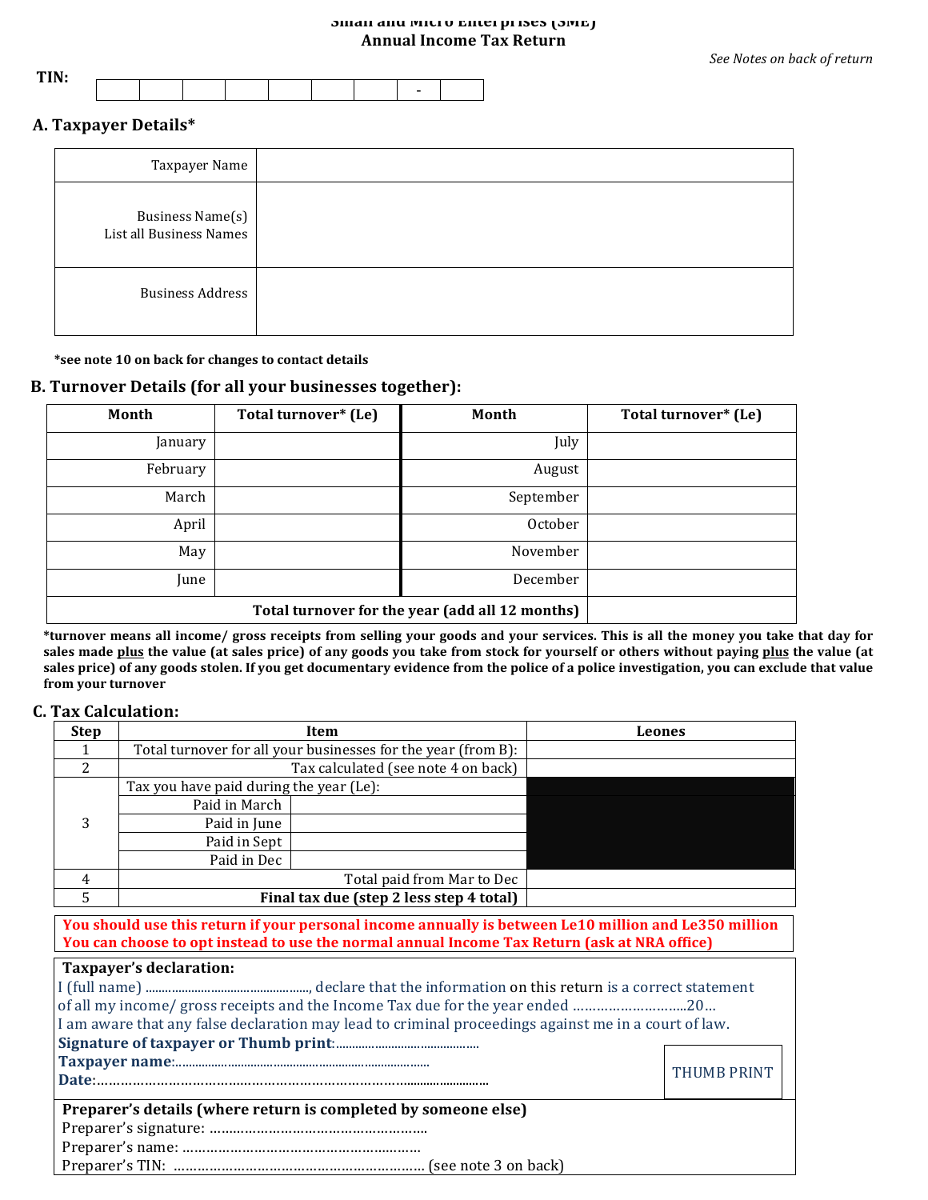# Small and Micro Enterprises (SME)
# Annual Income Tax Return

*See Notes on back of return*

**TIN:** | | | | | | | | - | |

## A. Taxpayer Details*

| | |
|---|---|
| Taxpayer Name | |
| Business Name(s) List all Business Names | |
| Business Address | |

***see note 10 on back for changes to contact details**

## B. Turnover Details (for all your businesses together):

| Month | Total turnover* (Le) | Month | Total turnover* (Le) |
|---|---|---|---|
| January | | July | |
| February | | August | |
| March | | September | |
| April | | October | |
| May | | November | |
| June | | December | |
| | | **Total turnover for the year (add all 12 months)** | |

***turnover means all income/ gross receipts from selling your goods and your services. This is all the money you take that day for sales made plus the value (at sales price) of any goods you take from stock for yourself or others without paying plus the value (at sales price) of any goods stolen. If you get documentary evidence from the police of a police investigation, you can exclude that value from your turnover**

## C. Tax Calculation:

| Step | Item | | Leones |
|---|---|---|---|
| 1 | Total turnover for all your businesses for the year (from B): | | |
| 2 | Tax calculated (see note 4 on back) | | |
| 3 | Tax you have paid during the year (Le): | | |
| | Paid in March | | |
| | Paid in June | | |
| | Paid in Sept | | |
| | Paid in Dec | | |
| 4 | Total paid from Mar to Dec | | |
| 5 | **Final tax due (step 2 less step 4 total)** | | |

**You should use this return if your personal income annually is between Le10 million and Le350 million**
**You can choose to opt instead to use the normal annual Income Tax Return (ask at NRA office)**

**Taxpayer's declaration:**

I (full name) ................................................, declare that the information on this return is a correct statement of all my income/ gross receipts and the Income Tax due for the year ended ............................20...

I am aware that any false declaration may lead to criminal proceedings against me in a court of law.

**Signature of taxpayer or Thumb print**:..........................................

**Taxpayer name**:............................................................................

**Date**:......................................................................................

THUMB PRINT

**Preparer's details (where return is completed by someone else)**

Preparer's signature: ......................................................

Preparer's name: ............................................................

Preparer's TIN: ................................................................ (see note 3 on back)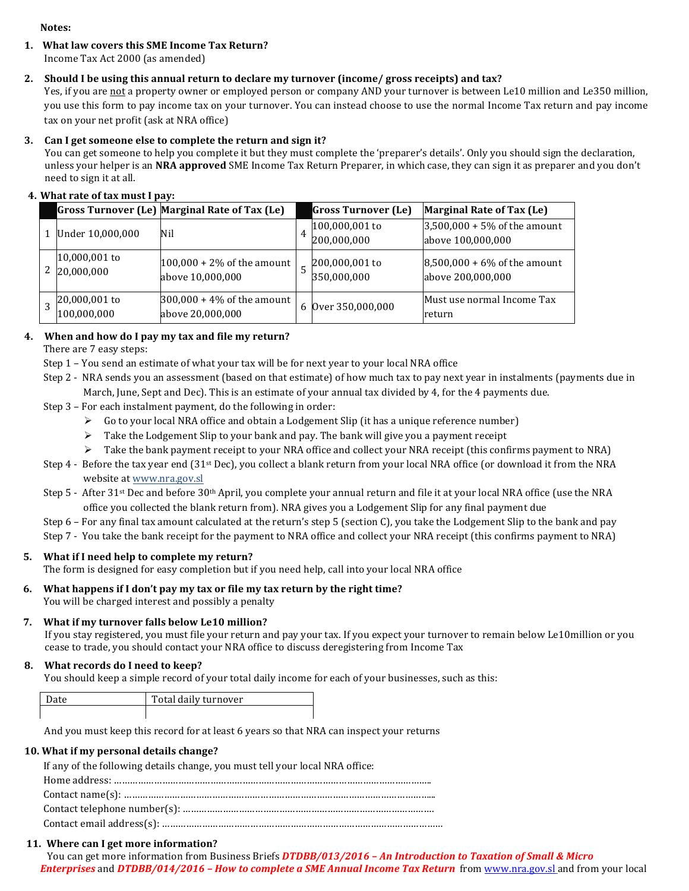**Notes:**

1. **What law covers this SME Income Tax Return?**
   Income Tax Act 2000 (as amended)

2. **Should I be using this annual return to declare my turnover (income/ gross receipts) and tax?**
   Yes, if you are not a property owner or employed person or company AND your turnover is between Le10 million and Le350 million, you use this form to pay income tax on your turnover. You can instead choose to use the normal Income Tax return and pay income tax on your net profit (ask at NRA office)

3. **Can I get someone else to complete the return and sign it?**
   You can get someone to help you complete it but they must complete the 'preparer's details'. Only you should sign the declaration, unless your helper is an **NRA approved** SME Income Tax Return Preparer, in which case, they can sign it as preparer and you don't need to sign it at all.

4. **What rate of tax must I pay:**

| | Gross Turnover (Le) | Marginal Rate of Tax (Le) | | Gross Turnover (Le) | Marginal Rate of Tax (Le) |
|---|---|---|---|---|---|
| 1 | Under 10,000,000 | Nil | 4 | 100,000,001 to 200,000,000 | 3,500,000 + 5% of the amount above 100,000,000 |
| 2 | 10,000,001 to 20,000,000 | 100,000 + 2% of the amount above 10,000,000 | 5 | 200,000,001 to 350,000,000 | 8,500,000 + 6% of the amount above 200,000,000 |
| 3 | 20,000,001 to 100,000,000 | 300,000 + 4% of the amount above 20,000,000 | 6 | Over 350,000,000 | Must use normal Income Tax return |

4. **When and how do I pay my tax and file my return?**
   There are 7 easy steps:
   Step 1 – You send an estimate of what your tax will be for next year to your local NRA office
   Step 2 - NRA sends you an assessment (based on that estimate) of how much tax to pay next year in instalments (payments due in March, June, Sept and Dec). This is an estimate of your annual tax divided by 4, for the 4 payments due.
   Step 3 – For each instalment payment, do the following in order:
   - Go to your local NRA office and obtain a Lodgement Slip (it has a unique reference number)
   - Take the Lodgement Slip to your bank and pay. The bank will give you a payment receipt
   - Take the bank payment receipt to your NRA office and collect your NRA receipt (this confirms payment to NRA)

   Step 4 - Before the tax year end (31st Dec), you collect a blank return from your local NRA office (or download it from the NRA website at www.nra.gov.sl
   Step 5 - After 31st Dec and before 30th April, you complete your annual return and file it at your local NRA office (use the NRA office you collected the blank return from). NRA gives you a Lodgement Slip for any final payment due
   Step 6 – For any final tax amount calculated at the return's step 5 (section C), you take the Lodgement Slip to the bank and pay
   Step 7 - You take the bank receipt for the payment to NRA office and collect your NRA receipt (this confirms payment to NRA)

5. **What if I need help to complete my return?**
   The form is designed for easy completion but if you need help, call into your local NRA office

6. **What happens if I don't pay my tax or file my tax return by the right time?**
   You will be charged interest and possibly a penalty

7. **What if my turnover falls below Le10 million?**
   If you stay registered, you must file your return and pay your tax. If you expect your turnover to remain below Le10million or you cease to trade, you should contact your NRA office to discuss deregistering from Income Tax

8. **What records do I need to keep?**
   You should keep a simple record of your total daily income for each of your businesses, such as this:

| Date | Total daily turnover |
|---|---|
| | |

   And you must keep this record for at least 6 years so that NRA can inspect your returns

10. **What if my personal details change?**
   If any of the following details change, you must tell your local NRA office:
   Home address: ……………………………………………………………………………………………….
   Contact name(s): ……………………………………………………………………………………………..
   Contact telephone number(s): ……………………………………………………………………….
   Contact email address(s): ……………………………………………………………………………………

11. **Where can I get more information?**
   You can get more information from Business Briefs ***DTDBB/013/2016 – An Introduction to Taxation of Small & Micro Enterprises*** and ***DTDBB/014/2016 – How to complete a SME Annual Income Tax Return*** from www.nra.gov.sl and from your local